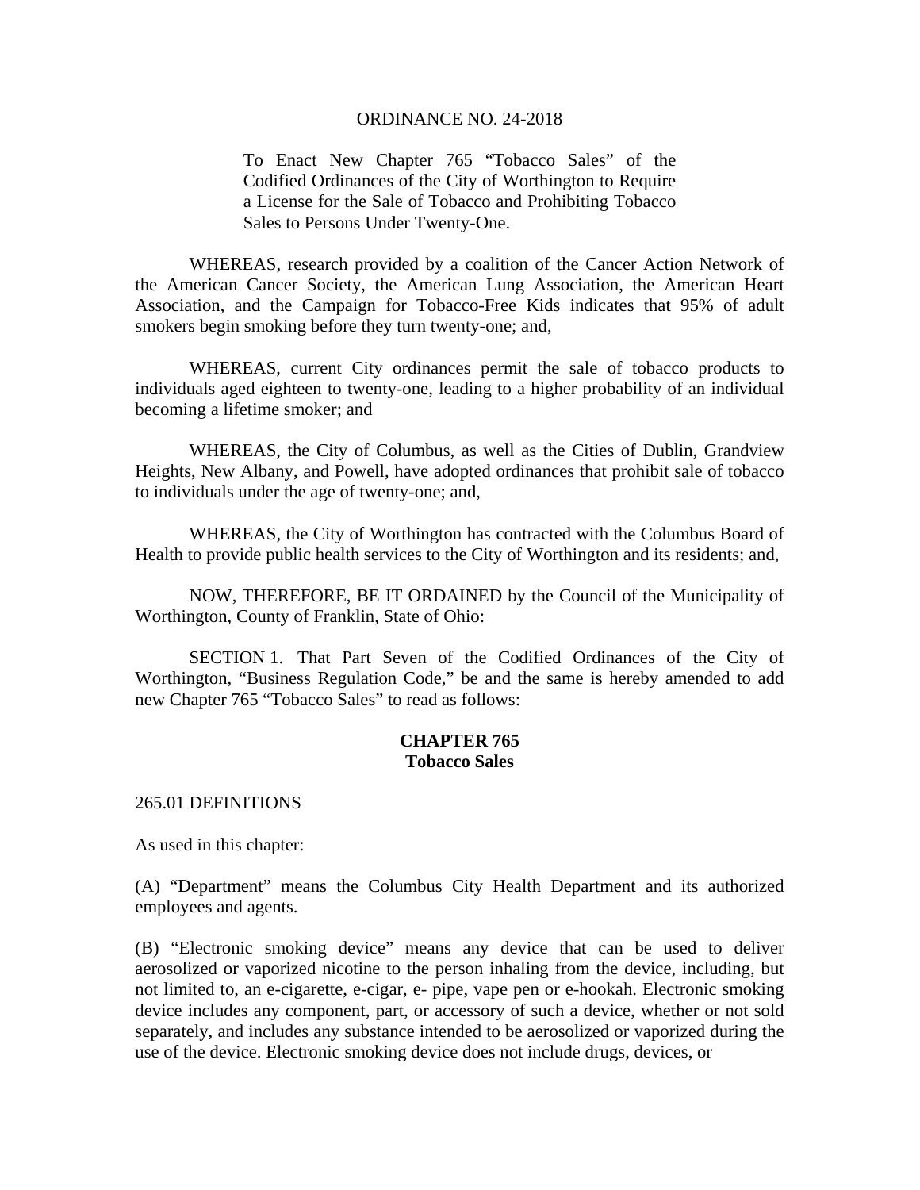ORDINANCE NO. 24-2018

To Enact New Chapter 765 "Tobacco Sales" of the Codified Ordinances of the City of Worthington to Require a License for the Sale of Tobacco and Prohibiting Tobacco Sales to Persons Under Twenty-One.

WHEREAS, research provided by a coalition of the Cancer Action Network of the American Cancer Society, the American Lung Association, the American Heart Association, and the Campaign for Tobacco-Free Kids indicates that 95% of adult smokers begin smoking before they turn twenty-one; and,

WHEREAS, current City ordinances permit the sale of tobacco products to individuals aged eighteen to twenty-one, leading to a higher probability of an individual becoming a lifetime smoker; and

WHEREAS, the City of Columbus, as well as the Cities of Dublin, Grandview Heights, New Albany, and Powell, have adopted ordinances that prohibit sale of tobacco to individuals under the age of twenty-one; and,

WHEREAS, the City of Worthington has contracted with the Columbus Board of Health to provide public health services to the City of Worthington and its residents; and,

NOW, THEREFORE, BE IT ORDAINED by the Council of the Municipality of Worthington, County of Franklin, State of Ohio:

SECTION 1. That Part Seven of the Codified Ordinances of the City of Worthington, "Business Regulation Code," be and the same is hereby amended to add new Chapter 765 "Tobacco Sales" to read as follows:

**CHAPTER 765**
**Tobacco Sales**

265.01 DEFINITIONS

As used in this chapter:

(A) "Department" means the Columbus City Health Department and its authorized employees and agents.

(B) "Electronic smoking device" means any device that can be used to deliver aerosolized or vaporized nicotine to the person inhaling from the device, including, but not limited to, an e-cigarette, e-cigar, e- pipe, vape pen or e-hookah. Electronic smoking device includes any component, part, or accessory of such a device, whether or not sold separately, and includes any substance intended to be aerosolized or vaporized during the use of the device. Electronic smoking device does not include drugs, devices, or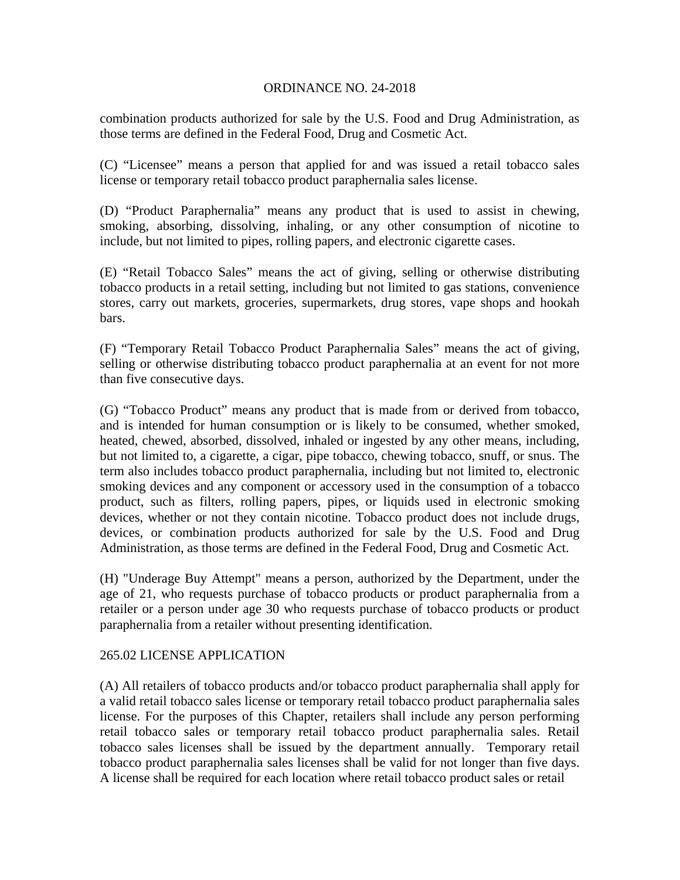combination products authorized for sale by the U.S. Food and Drug Administration, as those terms are defined in the Federal Food, Drug and Cosmetic Act.

(C) “Licensee” means a person that applied for and was issued a retail tobacco sales license or temporary retail tobacco product paraphernalia sales license.

(D) “Product Paraphernalia” means any product that is used to assist in chewing, smoking, absorbing, dissolving, inhaling, or any other consumption of nicotine to include, but not limited to pipes, rolling papers, and electronic cigarette cases.

(E) “Retail Tobacco Sales” means the act of giving, selling or otherwise distributing tobacco products in a retail setting, including but not limited to gas stations, convenience stores, carry out markets, groceries, supermarkets, drug stores, vape shops and hookah bars.

(F) “Temporary Retail Tobacco Product Paraphernalia Sales” means the act of giving, selling or otherwise distributing tobacco product paraphernalia at an event for not more than five consecutive days.

(G) “Tobacco Product” means any product that is made from or derived from tobacco, and is intended for human consumption or is likely to be consumed, whether smoked, heated, chewed, absorbed, dissolved, inhaled or ingested by any other means, including, but not limited to, a cigarette, a cigar, pipe tobacco, chewing tobacco, snuff, or snus. The term also includes tobacco product paraphernalia, including but not limited to, electronic smoking devices and any component or accessory used in the consumption of a tobacco product, such as filters, rolling papers, pipes, or liquids used in electronic smoking devices, whether or not they contain nicotine. Tobacco product does not include drugs, devices, or combination products authorized for sale by the U.S. Food and Drug Administration, as those terms are defined in the Federal Food, Drug and Cosmetic Act.

(H) "Underage Buy Attempt" means a person, authorized by the Department, under the age of 21, who requests purchase of tobacco products or product paraphernalia from a retailer or a person under age 30 who requests purchase of tobacco products or product paraphernalia from a retailer without presenting identification.

265.02 LICENSE APPLICATION

(A) All retailers of tobacco products and/or tobacco product paraphernalia shall apply for a valid retail tobacco sales license or temporary retail tobacco product paraphernalia sales license. For the purposes of this Chapter, retailers shall include any person performing retail tobacco sales or temporary retail tobacco product paraphernalia sales. Retail tobacco sales licenses shall be issued by the department annually. Temporary retail tobacco product paraphernalia sales licenses shall be valid for not longer than five days. A license shall be required for each location where retail tobacco product sales or retail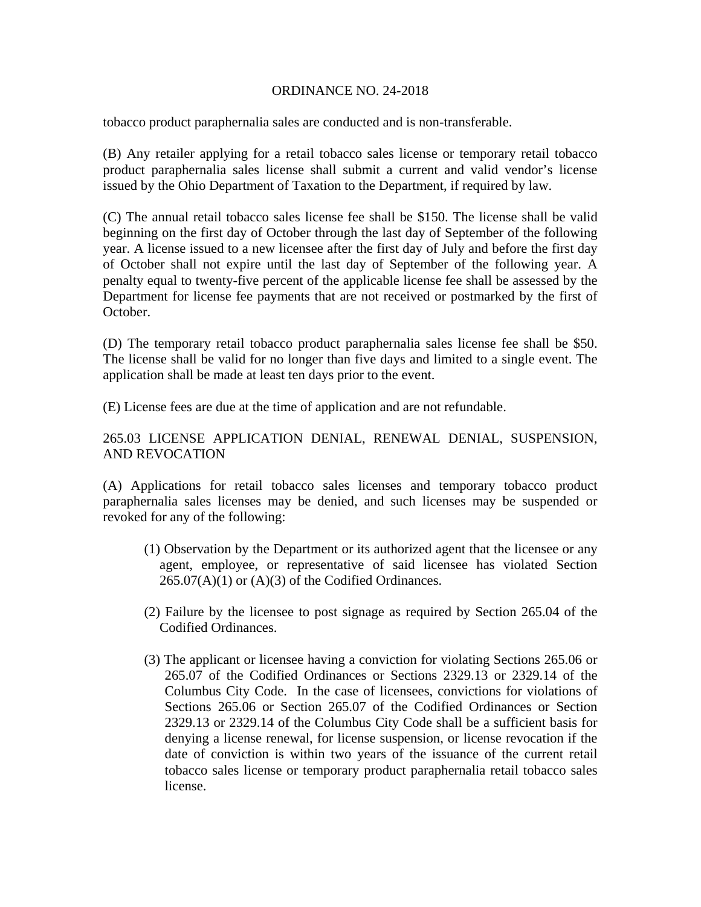tobacco product paraphernalia sales are conducted and is non-transferable.

(B) Any retailer applying for a retail tobacco sales license or temporary retail tobacco product paraphernalia sales license shall submit a current and valid vendor's license issued by the Ohio Department of Taxation to the Department, if required by law.

(C) The annual retail tobacco sales license fee shall be $150. The license shall be valid beginning on the first day of October through the last day of September of the following year. A license issued to a new licensee after the first day of July and before the first day of October shall not expire until the last day of September of the following year. A penalty equal to twenty-five percent of the applicable license fee shall be assessed by the Department for license fee payments that are not received or postmarked by the first of October.

(D) The temporary retail tobacco product paraphernalia sales license fee shall be $50. The license shall be valid for no longer than five days and limited to a single event. The application shall be made at least ten days prior to the event.

(E) License fees are due at the time of application and are not refundable.

265.03 LICENSE APPLICATION DENIAL, RENEWAL DENIAL, SUSPENSION, AND REVOCATION

(A) Applications for retail tobacco sales licenses and temporary tobacco product paraphernalia sales licenses may be denied, and such licenses may be suspended or revoked for any of the following:

(1) Observation by the Department or its authorized agent that the licensee or any agent, employee, or representative of said licensee has violated Section 265.07(A)(1) or (A)(3) of the Codified Ordinances.

(2) Failure by the licensee to post signage as required by Section 265.04 of the Codified Ordinances.

(3) The applicant or licensee having a conviction for violating Sections 265.06 or 265.07 of the Codified Ordinances or Sections 2329.13 or 2329.14 of the Columbus City Code. In the case of licensees, convictions for violations of Sections 265.06 or Section 265.07 of the Codified Ordinances or Section 2329.13 or 2329.14 of the Columbus City Code shall be a sufficient basis for denying a license renewal, for license suspension, or license revocation if the date of conviction is within two years of the issuance of the current retail tobacco sales license or temporary product paraphernalia retail tobacco sales license.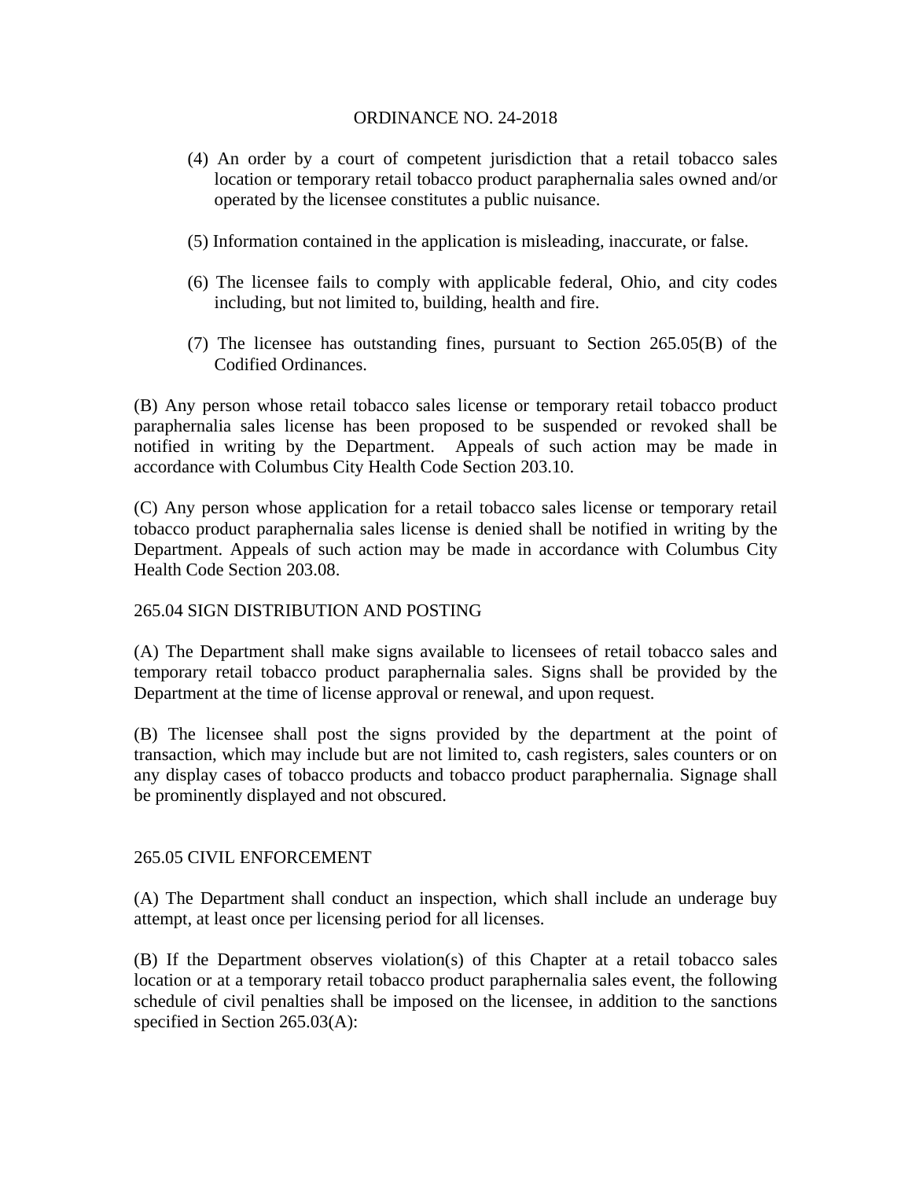(4) An order by a court of competent jurisdiction that a retail tobacco sales location or temporary retail tobacco product paraphernalia sales owned and/or operated by the licensee constitutes a public nuisance.

(5) Information contained in the application is misleading, inaccurate, or false.

(6) The licensee fails to comply with applicable federal, Ohio, and city codes including, but not limited to, building, health and fire.

(7) The licensee has outstanding fines, pursuant to Section 265.05(B) of the Codified Ordinances.

(B) Any person whose retail tobacco sales license or temporary retail tobacco product paraphernalia sales license has been proposed to be suspended or revoked shall be notified in writing by the Department. Appeals of such action may be made in accordance with Columbus City Health Code Section 203.10.

(C) Any person whose application for a retail tobacco sales license or temporary retail tobacco product paraphernalia sales license is denied shall be notified in writing by the Department. Appeals of such action may be made in accordance with Columbus City Health Code Section 203.08.

265.04 SIGN DISTRIBUTION AND POSTING

(A) The Department shall make signs available to licensees of retail tobacco sales and temporary retail tobacco product paraphernalia sales. Signs shall be provided by the Department at the time of license approval or renewal, and upon request.

(B) The licensee shall post the signs provided by the department at the point of transaction, which may include but are not limited to, cash registers, sales counters or on any display cases of tobacco products and tobacco product paraphernalia. Signage shall be prominently displayed and not obscured.

265.05 CIVIL ENFORCEMENT

(A) The Department shall conduct an inspection, which shall include an underage buy attempt, at least once per licensing period for all licenses.

(B) If the Department observes violation(s) of this Chapter at a retail tobacco sales location or at a temporary retail tobacco product paraphernalia sales event, the following schedule of civil penalties shall be imposed on the licensee, in addition to the sanctions specified in Section 265.03(A):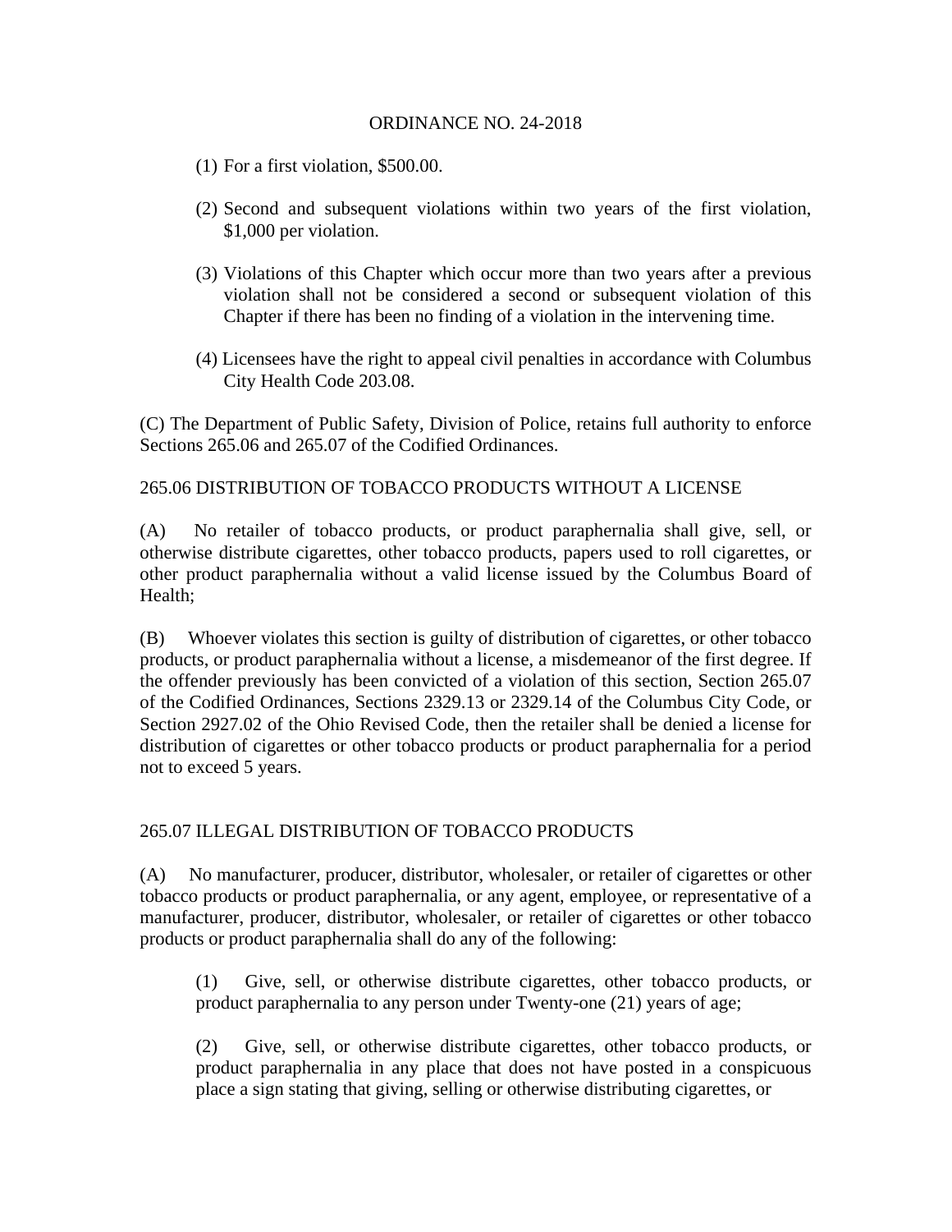ORDINANCE NO. 24-2018

(1) For a first violation, $500.00.

(2) Second and subsequent violations within two years of the first violation, $1,000 per violation.

(3) Violations of this Chapter which occur more than two years after a previous violation shall not be considered a second or subsequent violation of this Chapter if there has been no finding of a violation in the intervening time.

(4) Licensees have the right to appeal civil penalties in accordance with Columbus City Health Code 203.08.

(C) The Department of Public Safety, Division of Police, retains full authority to enforce Sections 265.06 and 265.07 of the Codified Ordinances.

265.06 DISTRIBUTION OF TOBACCO PRODUCTS WITHOUT A LICENSE

(A) No retailer of tobacco products, or product paraphernalia shall give, sell, or otherwise distribute cigarettes, other tobacco products, papers used to roll cigarettes, or other product paraphernalia without a valid license issued by the Columbus Board of Health;

(B) Whoever violates this section is guilty of distribution of cigarettes, or other tobacco products, or product paraphernalia without a license, a misdemeanor of the first degree. If the offender previously has been convicted of a violation of this section, Section 265.07 of the Codified Ordinances, Sections 2329.13 or 2329.14 of the Columbus City Code, or Section 2927.02 of the Ohio Revised Code, then the retailer shall be denied a license for distribution of cigarettes or other tobacco products or product paraphernalia for a period not to exceed 5 years.

265.07 ILLEGAL DISTRIBUTION OF TOBACCO PRODUCTS

(A) No manufacturer, producer, distributor, wholesaler, or retailer of cigarettes or other tobacco products or product paraphernalia, or any agent, employee, or representative of a manufacturer, producer, distributor, wholesaler, or retailer of cigarettes or other tobacco products or product paraphernalia shall do any of the following:

(1) Give, sell, or otherwise distribute cigarettes, other tobacco products, or product paraphernalia to any person under Twenty-one (21) years of age;

(2) Give, sell, or otherwise distribute cigarettes, other tobacco products, or product paraphernalia in any place that does not have posted in a conspicuous place a sign stating that giving, selling or otherwise distributing cigarettes, or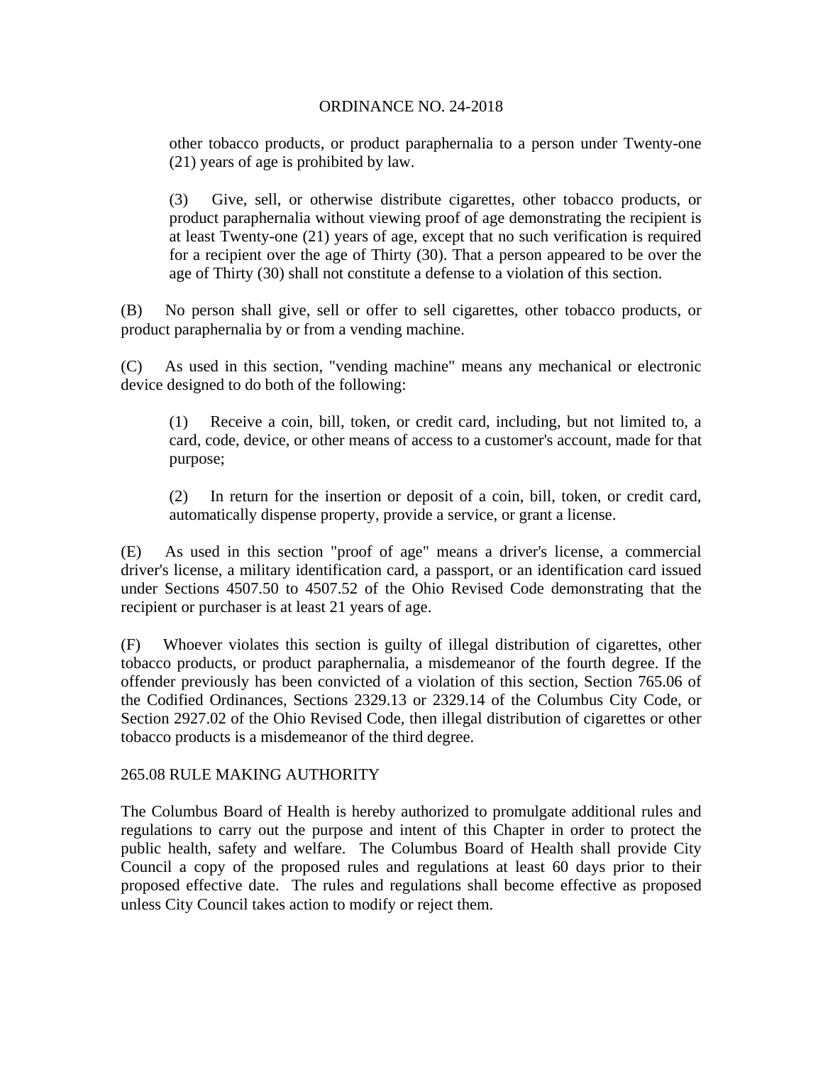other tobacco products, or product paraphernalia to a person under Twenty-one (21) years of age is prohibited by law.

(3) Give, sell, or otherwise distribute cigarettes, other tobacco products, or product paraphernalia without viewing proof of age demonstrating the recipient is at least Twenty-one (21) years of age, except that no such verification is required for a recipient over the age of Thirty (30). That a person appeared to be over the age of Thirty (30) shall not constitute a defense to a violation of this section.

(B) No person shall give, sell or offer to sell cigarettes, other tobacco products, or product paraphernalia by or from a vending machine.

(C) As used in this section, "vending machine" means any mechanical or electronic device designed to do both of the following:

(1) Receive a coin, bill, token, or credit card, including, but not limited to, a card, code, device, or other means of access to a customer's account, made for that purpose;

(2) In return for the insertion or deposit of a coin, bill, token, or credit card, automatically dispense property, provide a service, or grant a license.

(E) As used in this section "proof of age" means a driver's license, a commercial driver's license, a military identification card, a passport, or an identification card issued under Sections 4507.50 to 4507.52 of the Ohio Revised Code demonstrating that the recipient or purchaser is at least 21 years of age.

(F) Whoever violates this section is guilty of illegal distribution of cigarettes, other tobacco products, or product paraphernalia, a misdemeanor of the fourth degree. If the offender previously has been convicted of a violation of this section, Section 765.06 of the Codified Ordinances, Sections 2329.13 or 2329.14 of the Columbus City Code, or Section 2927.02 of the Ohio Revised Code, then illegal distribution of cigarettes or other tobacco products is a misdemeanor of the third degree.

265.08 RULE MAKING AUTHORITY

The Columbus Board of Health is hereby authorized to promulgate additional rules and regulations to carry out the purpose and intent of this Chapter in order to protect the public health, safety and welfare. The Columbus Board of Health shall provide City Council a copy of the proposed rules and regulations at least 60 days prior to their proposed effective date. The rules and regulations shall become effective as proposed unless City Council takes action to modify or reject them.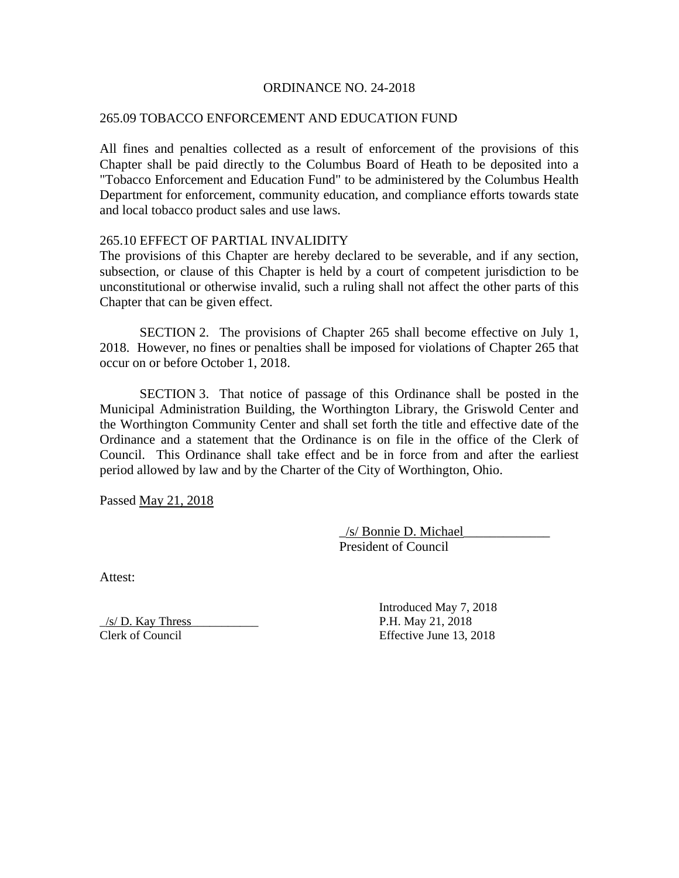ORDINANCE NO. 24-2018

265.09 TOBACCO ENFORCEMENT AND EDUCATION FUND

All fines and penalties collected as a result of enforcement of the provisions of this Chapter shall be paid directly to the Columbus Board of Heath to be deposited into a "Tobacco Enforcement and Education Fund" to be administered by the Columbus Health Department for enforcement, community education, and compliance efforts towards state and local tobacco product sales and use laws.

265.10 EFFECT OF PARTIAL INVALIDITY

The provisions of this Chapter are hereby declared to be severable, and if any section, subsection, or clause of this Chapter is held by a court of competent jurisdiction to be unconstitutional or otherwise invalid, such a ruling shall not affect the other parts of this Chapter that can be given effect.

SECTION 2. The provisions of Chapter 265 shall become effective on July 1, 2018. However, no fines or penalties shall be imposed for violations of Chapter 265 that occur on or before October 1, 2018.

SECTION 3. That notice of passage of this Ordinance shall be posted in the Municipal Administration Building, the Worthington Library, the Griswold Center and the Worthington Community Center and shall set forth the title and effective date of the Ordinance and a statement that the Ordinance is on file in the office of the Clerk of Council. This Ordinance shall take effect and be in force from and after the earliest period allowed by law and by the Charter of the City of Worthington, Ohio.

Passed May 21, 2018

_/s/ Bonnie D. Michael_____________
President of Council

Attest:

_/s/ D. Kay Thress___________
Clerk of Council

Introduced May 7, 2018
P.H. May 21, 2018
Effective June 13, 2018